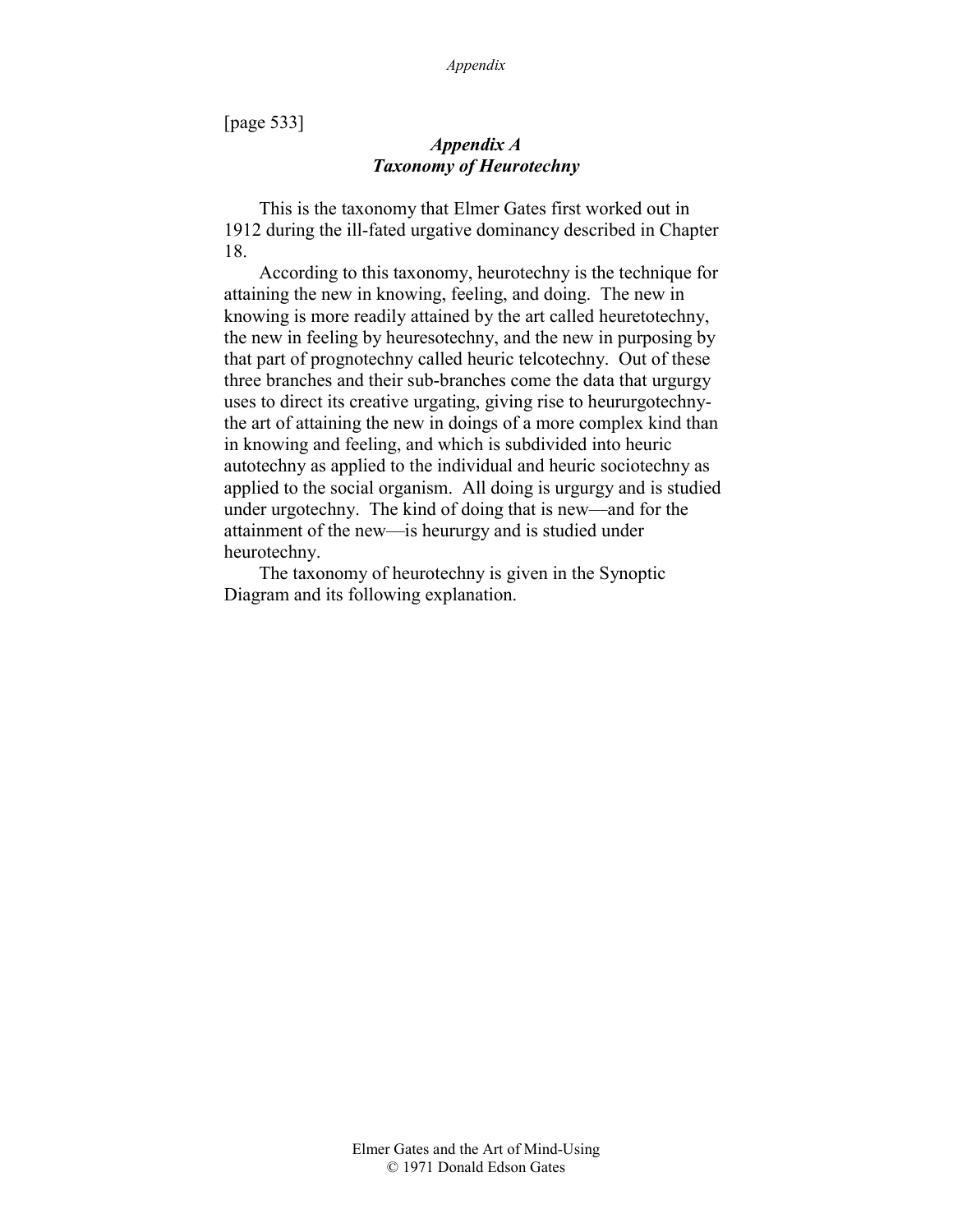[page 533]

## *Appendix A*
## *Taxonomy of Heurotechny*

This is the taxonomy that Elmer Gates first worked out in 1912 during the ill-fated urgative dominancy described in Chapter 18.

According to this taxonomy, heurotechny is the technique for attaining the new in knowing, feeling, and doing. The new in knowing is more readily attained by the art called heuretotechny, the new in feeling by heuresotechny, and the new in purposing by that part of prognotechny called heuric telcotechny. Out of these three branches and their sub-branches come the data that urgurgy uses to direct its creative urgating, giving rise to heururgotechny-the art of attaining the new in doings of a more complex kind than in knowing and feeling, and which is subdivided into heuric autotechny as applied to the individual and heuric sociotechny as applied to the social organism. All doing is urgurgy and is studied under urgotechny. The kind of doing that is new—and for the attainment of the new—is heururgy and is studied under heurotechny.

The taxonomy of heurotechny is given in the Synoptic Diagram and its following explanation.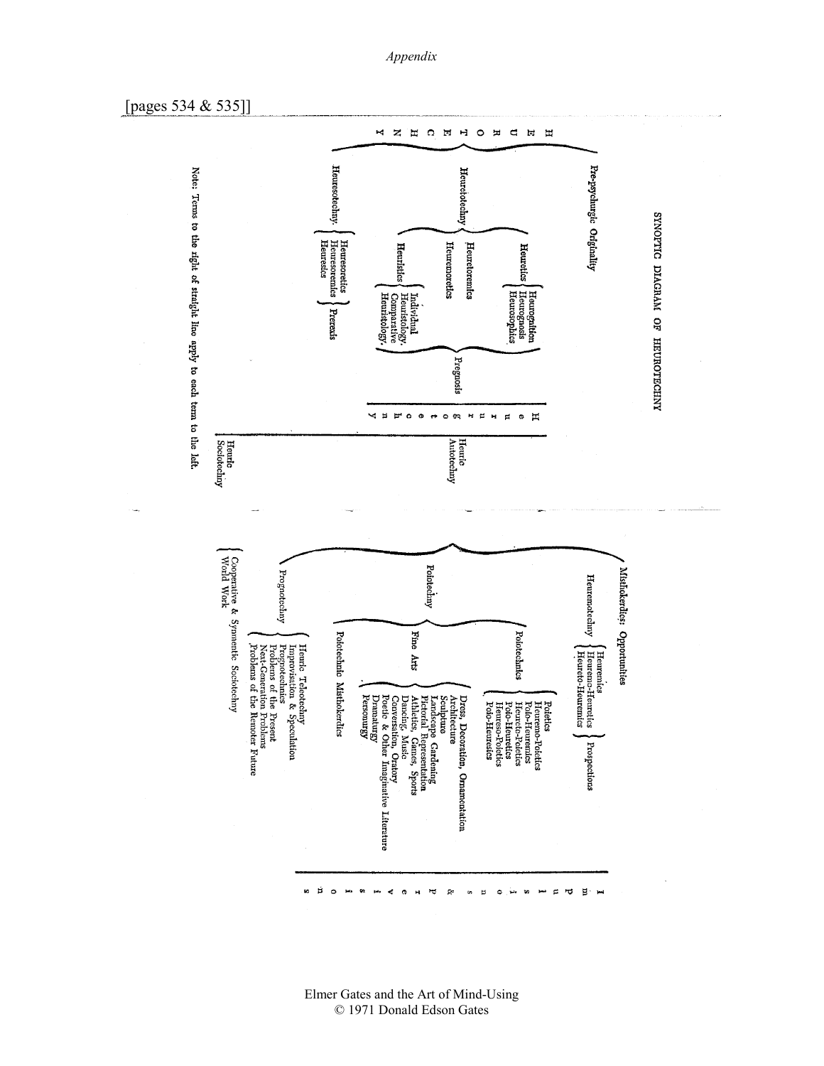[pages 534 & 535]]

# SYNOPTIC DIAGRAM OF HEUROTECHNY

**HEUROTECHNY**

- Pre-psychurgic Originality
- Heuretotechny
  - Heuretics
    - Heurognition
    - Heurognosis
    - Heurosophics
  - Heuretoremics
  - Heuremoretics
  - Heuristics
    - Individual Heuristology.
    - Comparative Heuristology.
  - } Prognosis
- Heuresotechny
  - Heuresoretics
  - Heuresoremics
  - Heuresics
  - } Praxis

Heurotechny — Heuric Autotechny

Heuric Sociotechny

- Mistiokerdics: Opportunities
- Heuremotechny
  - Heuremics
  - Heuremo-Heuretics
  - Heureto-Heuremics
  - } Prospections
- Poiotechny
  - Poiotechnics
    - Poietics
    - Heuremo-Poietics
    - Poio-Heuremics
    - Heureto-Poietics
    - Poio-Heuretics
    - Heureso-Poietics
    - Poio-Heuresics
  - Fine Arts
    - Dress, Decoration, Ornamentation
    - Architecture
    - Sculpture
    - Landscape Gardening
    - Pictorial Representation
    - Athletics, Games, Sports
    - Dancing, Music
    - Conversation, Oratory
    - Poetic & Other Imaginative Literature
    - Dramaturgy
    - Personurgy
  - Poiotechnic Mistiokerdics
- Prognotechny
  - Heuric Teleotechny
  - Improvisation & Speculation
  - Prognotechnics
  - Problems of the Present
  - Next-Generation Problems
  - Problems of the Remoter Future
- Cooperative & Symmetic Sociotechny
- World Work

Impulsions & Perversions

Note: Terms to the right of straight line apply to each term to the left.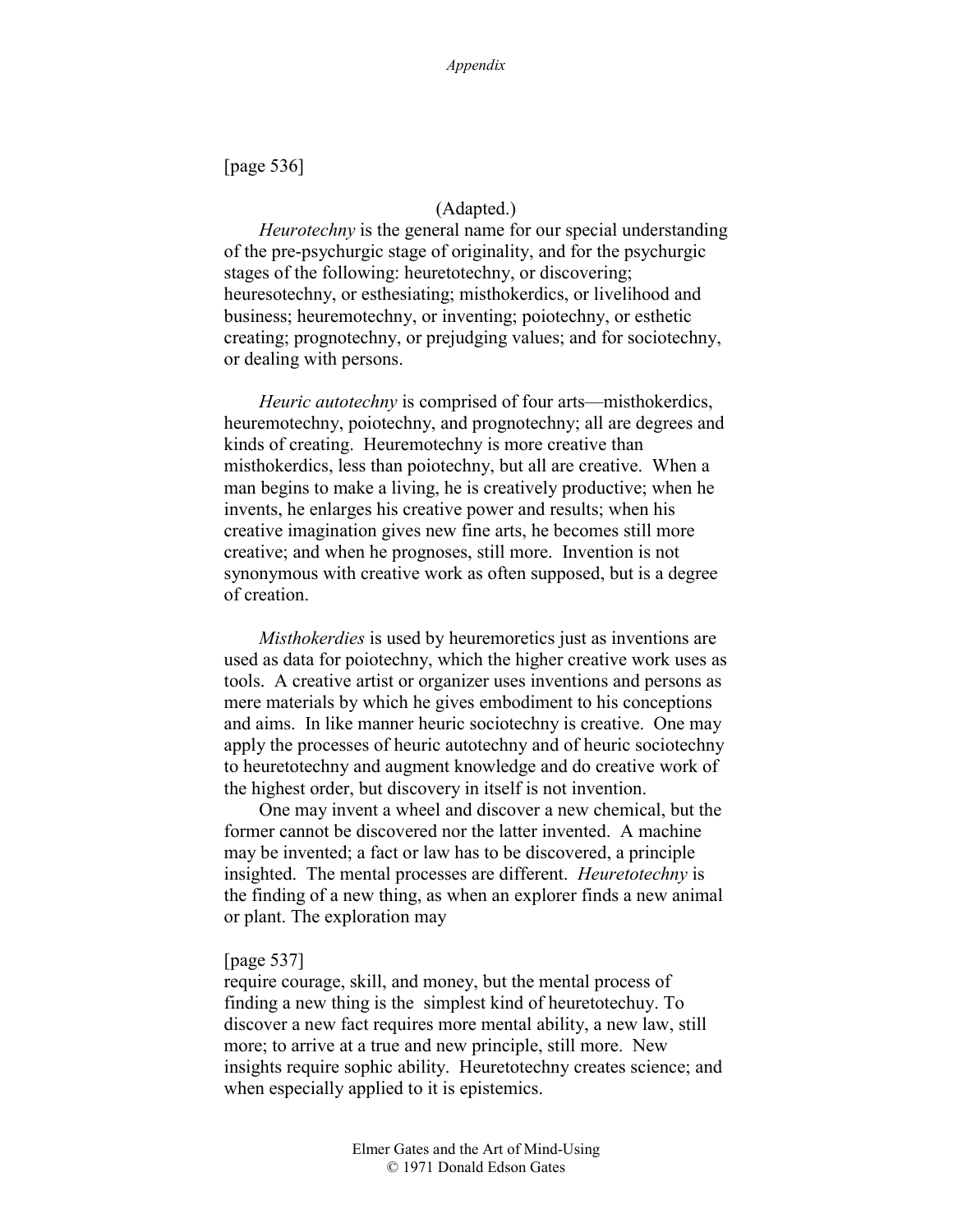[page 536]

(Adapted.)

*Heurotechny* is the general name for our special understanding of the pre-psychurgic stage of originality, and for the psychurgic stages of the following: heuretotechny, or discovering; heuresotechny, or esthesiating; misthokerdics, or livelihood and business; heuremotechny, or inventing; poiotechny, or esthetic creating; prognotechny, or prejudging values; and for sociotechny, or dealing with persons.

*Heuric autotechny* is comprised of four arts—misthokerdics, heuremotechny, poiotechny, and prognotechny; all are degrees and kinds of creating. Heuremotechny is more creative than misthokerdics, less than poiotechny, but all are creative. When a man begins to make a living, he is creatively productive; when he invents, he enlarges his creative power and results; when his creative imagination gives new fine arts, he becomes still more creative; and when he prognoses, still more. Invention is not synonymous with creative work as often supposed, but is a degree of creation.

*Misthokerdies* is used by heuremoretics just as inventions are used as data for poiotechny, which the higher creative work uses as tools. A creative artist or organizer uses inventions and persons as mere materials by which he gives embodiment to his conceptions and aims. In like manner heuric sociotechny is creative. One may apply the processes of heuric autotechny and of heuric sociotechny to heuretotechny and augment knowledge and do creative work of the highest order, but discovery in itself is not invention.

One may invent a wheel and discover a new chemical, but the former cannot be discovered nor the latter invented. A machine may be invented; a fact or law has to be discovered, a principle insighted. The mental processes are different. *Heuretotechny* is the finding of a new thing, as when an explorer finds a new animal or plant. The exploration may

[page 537]

require courage, skill, and money, but the mental process of finding a new thing is the simplest kind of heuretotechuy. To discover a new fact requires more mental ability, a new law, still more; to arrive at a true and new principle, still more. New insights require sophic ability. Heuretotechny creates science; and when especially applied to it is epistemics.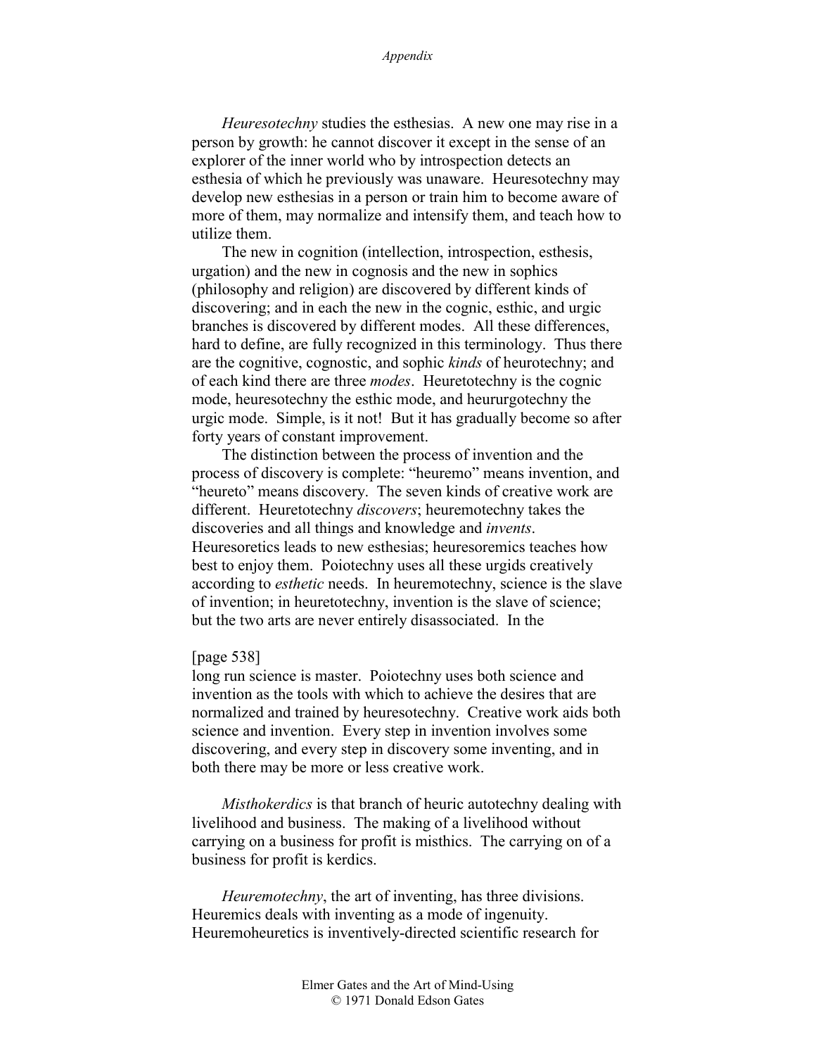*Heuresotechny* studies the esthesias. A new one may rise in a person by growth: he cannot discover it except in the sense of an explorer of the inner world who by introspection detects an esthesia of which he previously was unaware. Heuresotechny may develop new esthesias in a person or train him to become aware of more of them, may normalize and intensify them, and teach how to utilize them.

The new in cognition (intellection, introspection, esthesis, urgation) and the new in cognosis and the new in sophics (philosophy and religion) are discovered by different kinds of discovering; and in each the new in the cognic, esthic, and urgic branches is discovered by different modes. All these differences, hard to define, are fully recognized in this terminology. Thus there are the cognitive, cognostic, and sophic *kinds* of heurotechny; and of each kind there are three *modes*. Heuretotechny is the cognic mode, heuresotechny the esthic mode, and heururgotechny the urgic mode. Simple, is it not! But it has gradually become so after forty years of constant improvement.

The distinction between the process of invention and the process of discovery is complete: "heuremo" means invention, and "heureto" means discovery. The seven kinds of creative work are different. Heuretotechny *discovers*; heuremotechny takes the discoveries and all things and knowledge and *invents*. Heuresoretics leads to new esthesias; heuresoremics teaches how best to enjoy them. Poiotechny uses all these urgids creatively according to *esthetic* needs. In heuremotechny, science is the slave of invention; in heuretotechny, invention is the slave of science; but the two arts are never entirely disassociated. In the

[page 538]

long run science is master. Poiotechny uses both science and invention as the tools with which to achieve the desires that are normalized and trained by heuresotechny. Creative work aids both science and invention. Every step in invention involves some discovering, and every step in discovery some inventing, and in both there may be more or less creative work.

*Misthokerdics* is that branch of heuric autotechny dealing with livelihood and business. The making of a livelihood without carrying on a business for profit is misthics. The carrying on of a business for profit is kerdics.

*Heuremotechny*, the art of inventing, has three divisions. Heuremics deals with inventing as a mode of ingenuity. Heuremoheuretics is inventively-directed scientific research for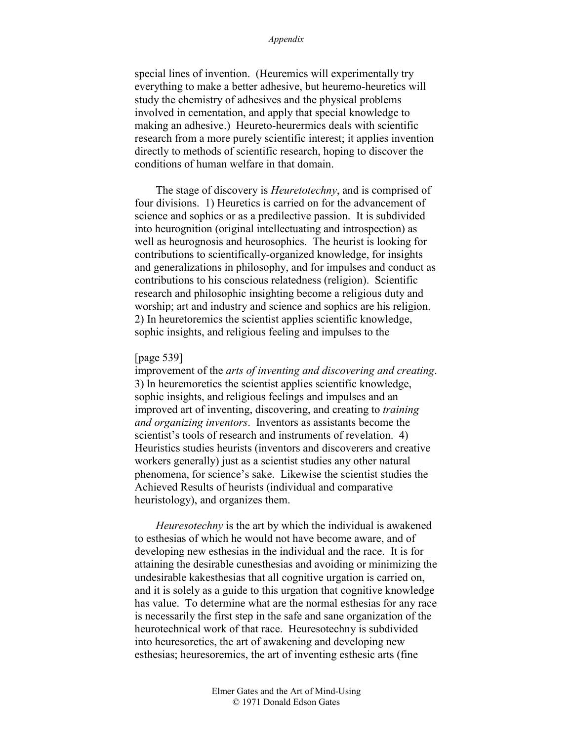special lines of invention. (Heuremics will experimentally try everything to make a better adhesive, but heuremo-heuretics will study the chemistry of adhesives and the physical problems involved in cementation, and apply that special knowledge to making an adhesive.) Heureto-heurermics deals with scientific research from a more purely scientific interest; it applies invention directly to methods of scientific research, hoping to discover the conditions of human welfare in that domain.

The stage of discovery is *Heuretotechny*, and is comprised of four divisions. 1) Heuretics is carried on for the advancement of science and sophics or as a predilective passion. It is subdivided into heurognition (original intellectuating and introspection) as well as heurognosis and heurosophics. The heurist is looking for contributions to scientifically-organized knowledge, for insights and generalizations in philosophy, and for impulses and conduct as contributions to his conscious relatedness (religion). Scientific research and philosophic insighting become a religious duty and worship; art and industry and science and sophics are his religion. 2) In heuretoremics the scientist applies scientific knowledge, sophic insights, and religious feeling and impulses to the

[page 539]
improvement of the *arts of inventing and discovering and creating*. 3) In heuremoretics the scientist applies scientific knowledge, sophic insights, and religious feelings and impulses and an improved art of inventing, discovering, and creating to *training and organizing inventors*. Inventors as assistants become the scientist's tools of research and instruments of revelation. 4) Heuristics studies heurists (inventors and discoverers and creative workers generally) just as a scientist studies any other natural phenomena, for science's sake. Likewise the scientist studies the Achieved Results of heurists (individual and comparative heuristology), and organizes them.

*Heuresotechny* is the art by which the individual is awakened to esthesias of which he would not have become aware, and of developing new esthesias in the individual and the race. It is for attaining the desirable cunesthesias and avoiding or minimizing the undesirable kakesthesias that all cognitive urgation is carried on, and it is solely as a guide to this urgation that cognitive knowledge has value. To determine what are the normal esthesias for any race is necessarily the first step in the safe and sane organization of the heurotechnical work of that race. Heuresotechny is subdivided into heuresoretics, the art of awakening and developing new esthesias; heuresoremics, the art of inventing esthesic arts (fine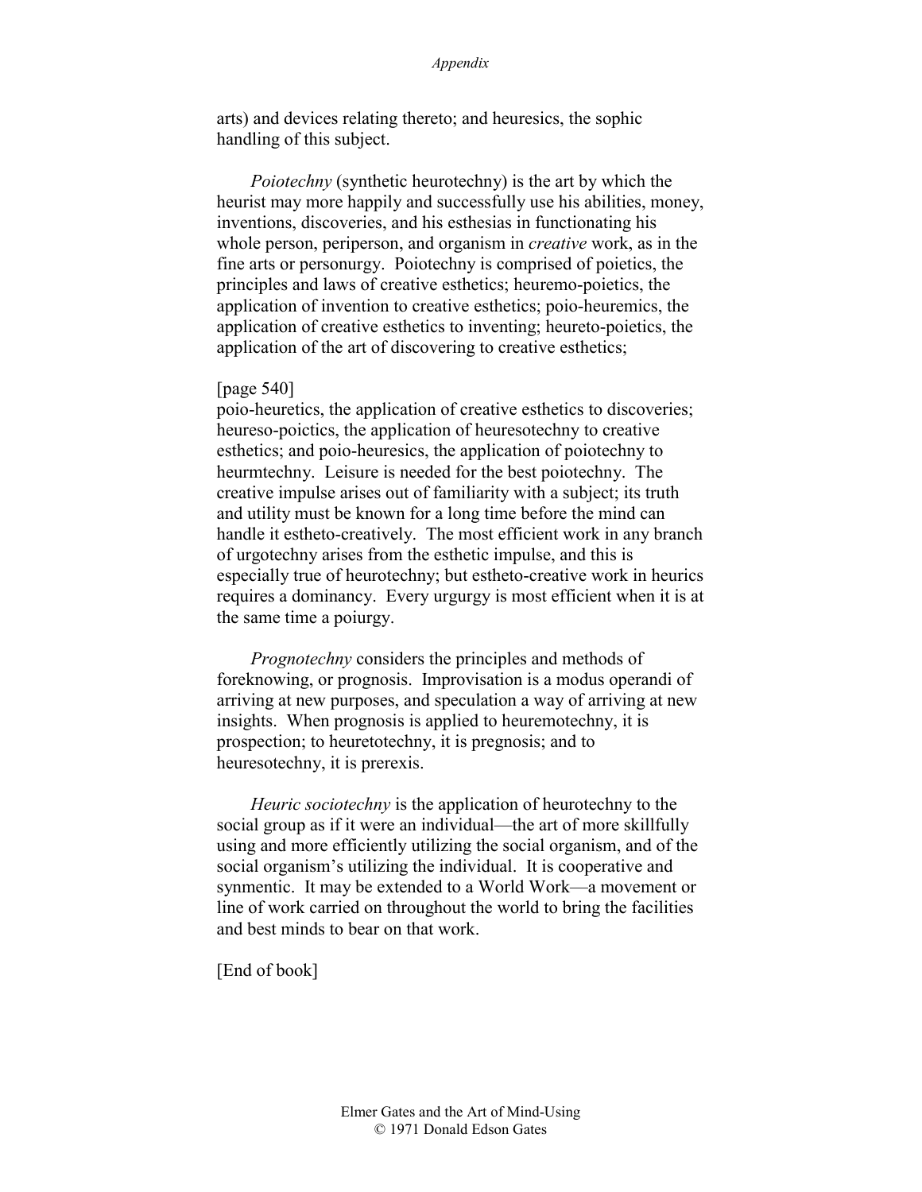arts) and devices relating thereto; and heuresics, the sophic handling of this subject.

*Poiotechny* (synthetic heurotechny) is the art by which the heurist may more happily and successfully use his abilities, money, inventions, discoveries, and his esthesias in functionating his whole person, periperson, and organism in *creative* work, as in the fine arts or personurgy. Poiotechny is comprised of poietics, the principles and laws of creative esthetics; heuremo-poietics, the application of invention to creative esthetics; poio-heuremics, the application of creative esthetics to inventing; heureto-poietics, the application of the art of discovering to creative esthetics;

[page 540]
poio-heuretics, the application of creative esthetics to discoveries; heureso-poictics, the application of heuresotechny to creative esthetics; and poio-heuresics, the application of poiotechny to heurmtechny. Leisure is needed for the best poiotechny. The creative impulse arises out of familiarity with a subject; its truth and utility must be known for a long time before the mind can handle it estheto-creatively. The most efficient work in any branch of urgotechny arises from the esthetic impulse, and this is especially true of heurotechny; but estheto-creative work in heurics requires a dominancy. Every urgurgy is most efficient when it is at the same time a poiurgy.

*Prognotechny* considers the principles and methods of foreknowing, or prognosis. Improvisation is a modus operandi of arriving at new purposes, and speculation a way of arriving at new insights. When prognosis is applied to heuremotechny, it is prospection; to heuretotechny, it is pregnosis; and to heuresotechny, it is prerexis.

*Heuric sociotechny* is the application of heurotechny to the social group as if it were an individual—the art of more skillfully using and more efficiently utilizing the social organism, and of the social organism's utilizing the individual. It is cooperative and synmentic. It may be extended to a World Work—a movement or line of work carried on throughout the world to bring the facilities and best minds to bear on that work.

[End of book]